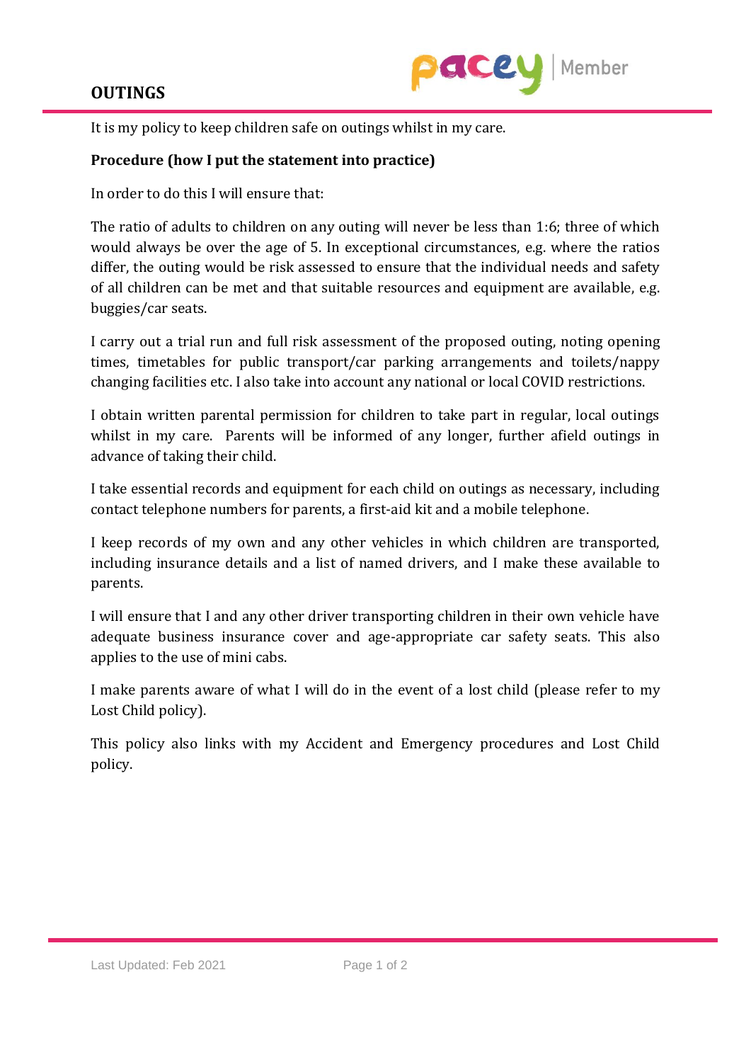# OUTINGS

It is my policy to keep children safe on outings whilst in my care.

**Procedure (how I put the statement into practice)**

In order to do this I will ensure that:

The ratio of adults to children on any outing will never be less than 1:6; three of which would always be over the age of 5. In exceptional circumstances, e.g. where the ratios differ, the outing would be risk assessed to ensure that the individual needs and safety of all children can be met and that suitable resources and equipment are available, e.g. buggies/car seats.

I carry out a trial run and full risk assessment of the proposed outing, noting opening times, timetables for public transport/car parking arrangements and toilets/nappy changing facilities etc. I also take into account any national or local COVID restrictions.

I obtain written parental permission for children to take part in regular, local outings whilst in my care. Parents will be informed of any longer, further afield outings in advance of taking their child.

I take essential records and equipment for each child on outings as necessary, including contact telephone numbers for parents, a first-aid kit and a mobile telephone.

I keep records of my own and any other vehicles in which children are transported, including insurance details and a list of named drivers, and I make these available to parents.

I will ensure that I and any other driver transporting children in their own vehicle have adequate business insurance cover and age-appropriate car safety seats. This also applies to the use of mini cabs.

I make parents aware of what I will do in the event of a lost child (please refer to my Lost Child policy).

This policy also links with my Accident and Emergency procedures and Lost Child policy.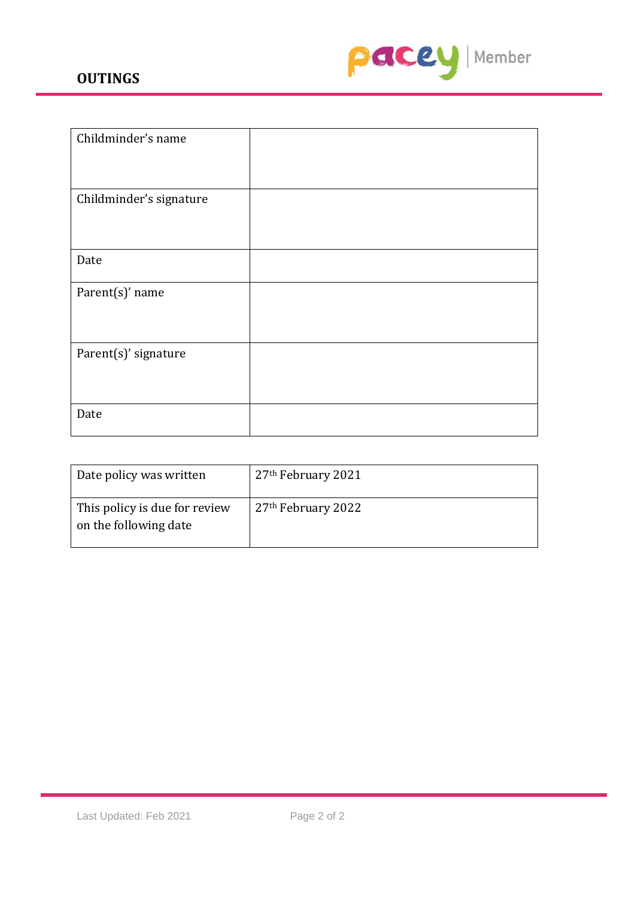| | |
|---|---|
| Childminder’s name | |
| Childminder’s signature | |
| Date | |
| Parent(s)’ name | |
| Parent(s)’ signature | |
| Date | |

| | |
|---|---|
| Date policy was written | 27th February 2021 |
| This policy is due for review on the following date | 27th February 2022 |